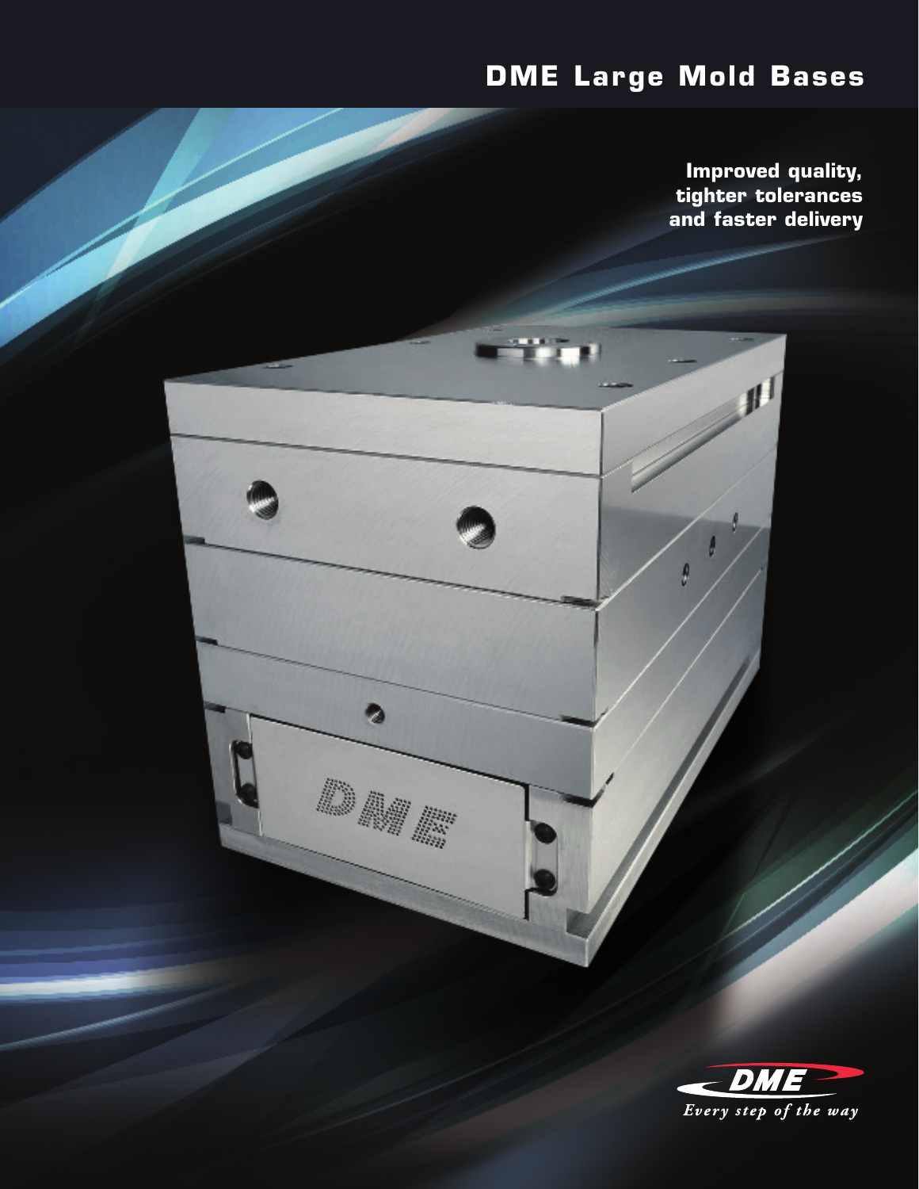# DME Large Mold Bases

**Improved quality, tighter tolerances and faster delivery**

DME

*Every step of the way*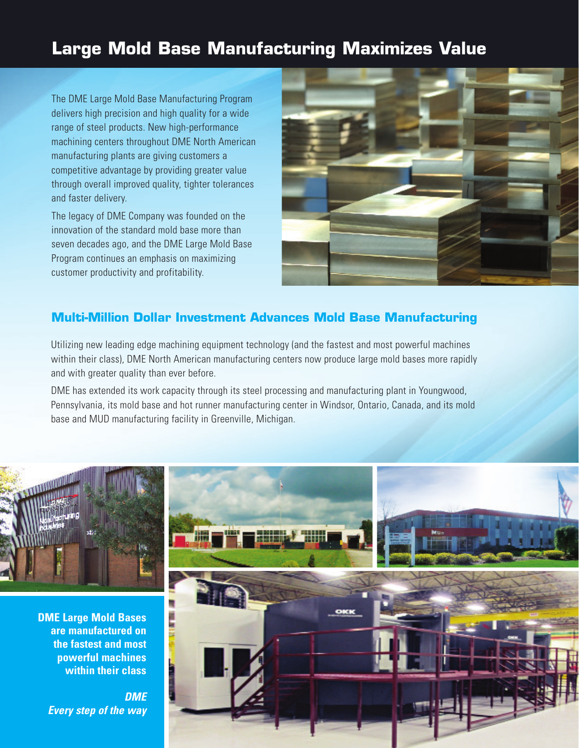# Large Mold Base Manufacturing Maximizes Value

The DME Large Mold Base Manufacturing Program delivers high precision and high quality for a wide range of steel products. New high-performance machining centers throughout DME North American manufacturing plants are giving customers a competitive advantage by providing greater value through overall improved quality, tighter tolerances and faster delivery.

The legacy of DME Company was founded on the innovation of the standard mold base more than seven decades ago, and the DME Large Mold Base Program continues an emphasis on maximizing customer productivity and profitability.

## Multi-Million Dollar Investment Advances Mold Base Manufacturing

Utilizing new leading edge machining equipment technology (and the fastest and most powerful machines within their class), DME North American manufacturing centers now produce large mold bases more rapidly and with greater quality than ever before.

DME has extended its work capacity through its steel processing and manufacturing plant in Youngwood, Pennsylvania, its mold base and hot runner manufacturing center in Windsor, Ontario, Canada, and its mold base and MUD manufacturing facility in Greenville, Michigan.

**DME Large Mold Bases are manufactured on the fastest and most powerful machines within their class**

***DME***
***Every step of the way***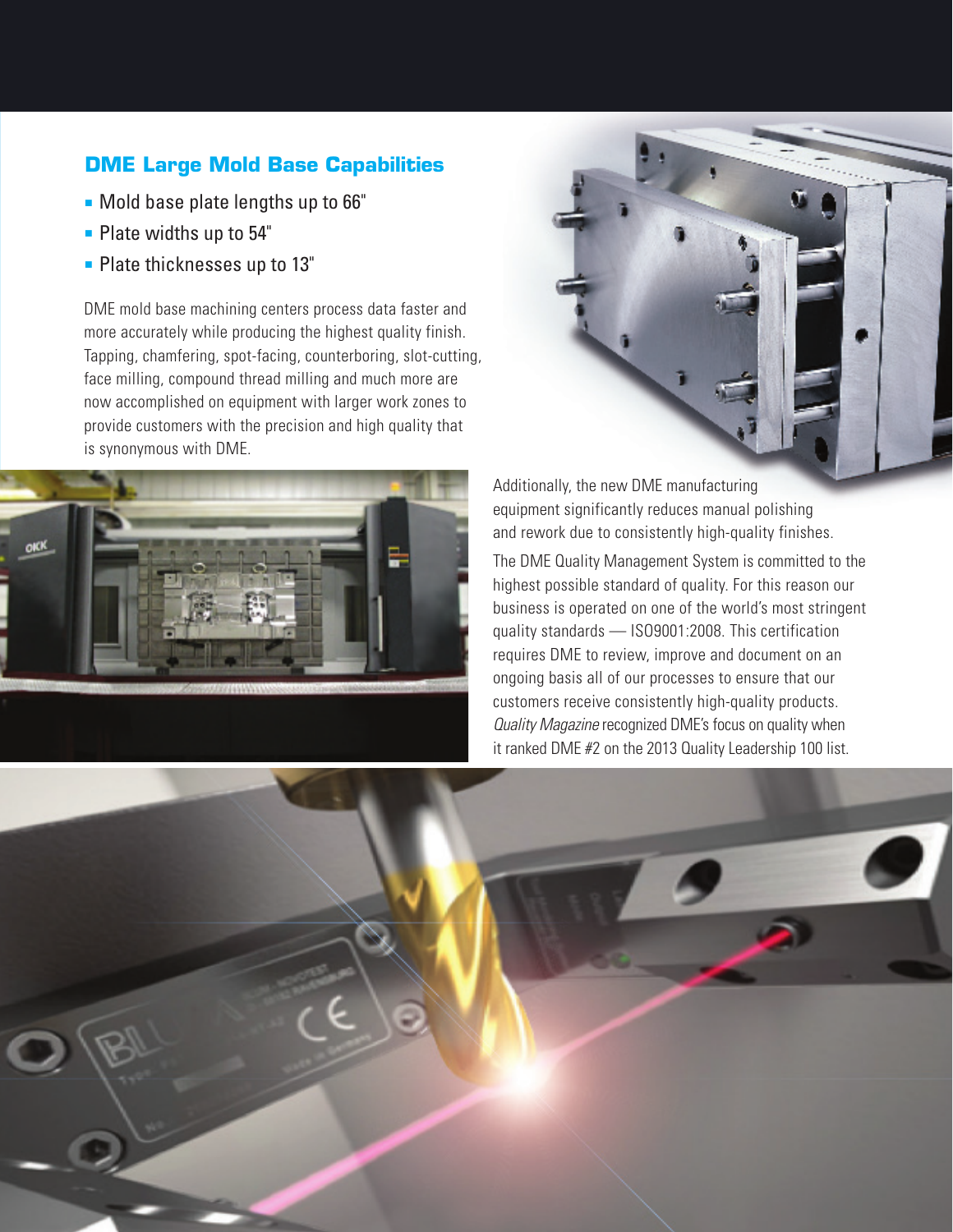## DME Large Mold Base Capabilities

- Mold base plate lengths up to 66"
- Plate widths up to 54"
- Plate thicknesses up to 13"

DME mold base machining centers process data faster and more accurately while producing the highest quality finish. Tapping, chamfering, spot-facing, counterboring, slot-cutting, face milling, compound thread milling and much more are now accomplished on equipment with larger work zones to provide customers with the precision and high quality that is synonymous with DME.

Additionally, the new DME manufacturing equipment significantly reduces manual polishing and rework due to consistently high-quality finishes.

The DME Quality Management System is committed to the highest possible standard of quality. For this reason our business is operated on one of the world's most stringent quality standards — ISO9001:2008. This certification requires DME to review, improve and document on an ongoing basis all of our processes to ensure that our customers receive consistently high-quality products. *Quality Magazine* recognized DME's focus on quality when it ranked DME #2 on the 2013 Quality Leadership 100 list.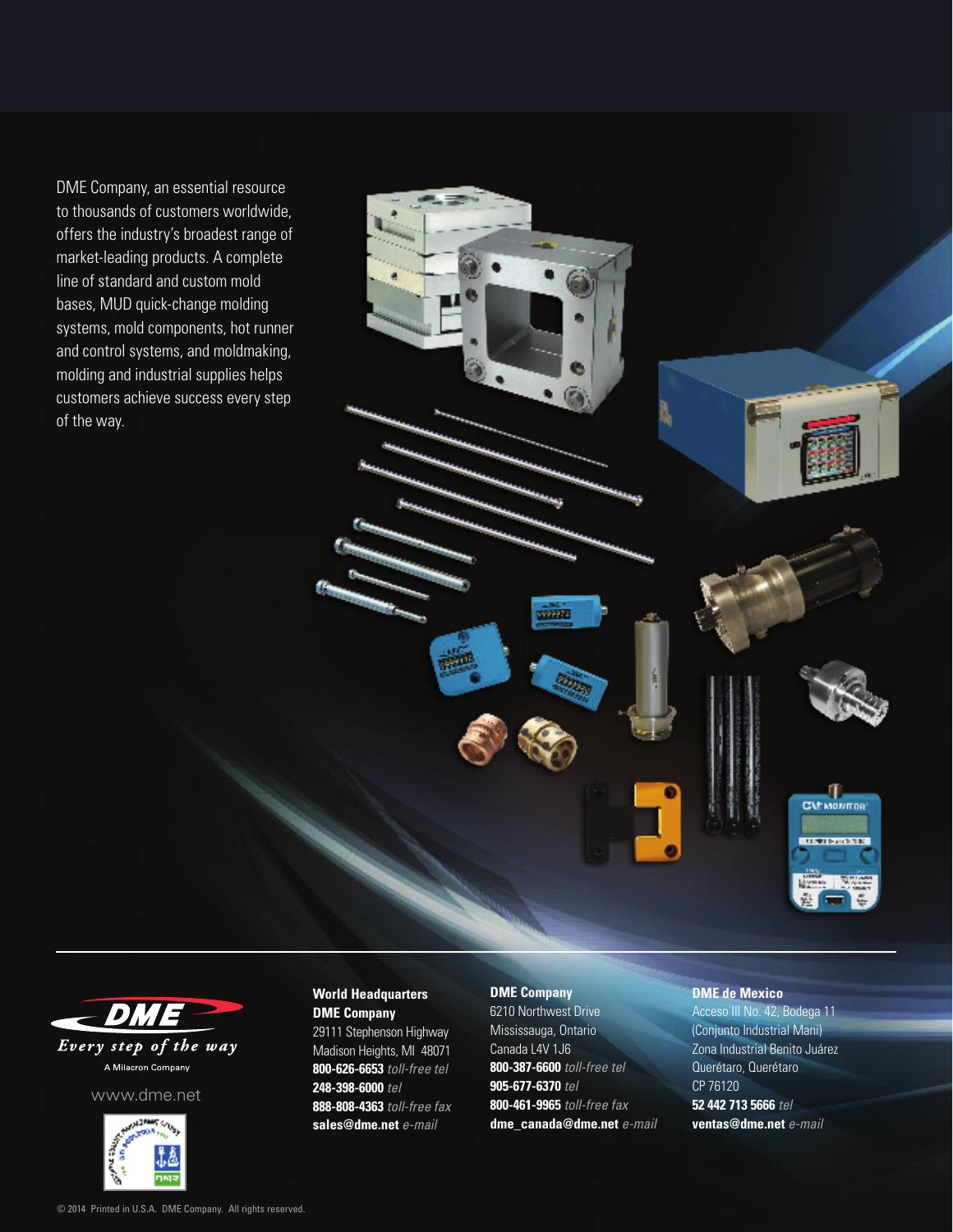DME Company, an essential resource to thousands of customers worldwide, offers the industry's broadest range of market-leading products. A complete line of standard and custom mold bases, MUD quick-change molding systems, mold components, hot runner and control systems, and moldmaking, molding and industrial supplies helps customers achieve success every step of the way.

**DME**

*Every step of the way*

A Milacron Company

www.dme.net

**World Headquarters**
**DME Company**
29111 Stephenson Highway
Madison Heights, MI 48071
**800-626-6653** *toll-free tel*
**248-398-6000** *tel*
**888-808-4363** *toll-free fax*
**sales@dme.net** *e-mail*

**DME Company**
6210 Northwest Drive
Mississauga, Ontario
Canada L4V 1J6
**800-387-6600** *toll-free tel*
**905-677-6370** *tel*
**800-461-9965** *toll-free fax*
**dme_canada@dme.net** *e-mail*

**DME de Mexico**
Acceso III No. 42, Bodega 11
(Conjunto Industrial Mani)
Zona Industrial Benito Juárez
Querétaro, Querétaro
CP 76120
**52 442 713 5666** *tel*
**ventas@dme.net** *e-mail*

© 2014 Printed in U.S.A. DME Company. All rights reserved.